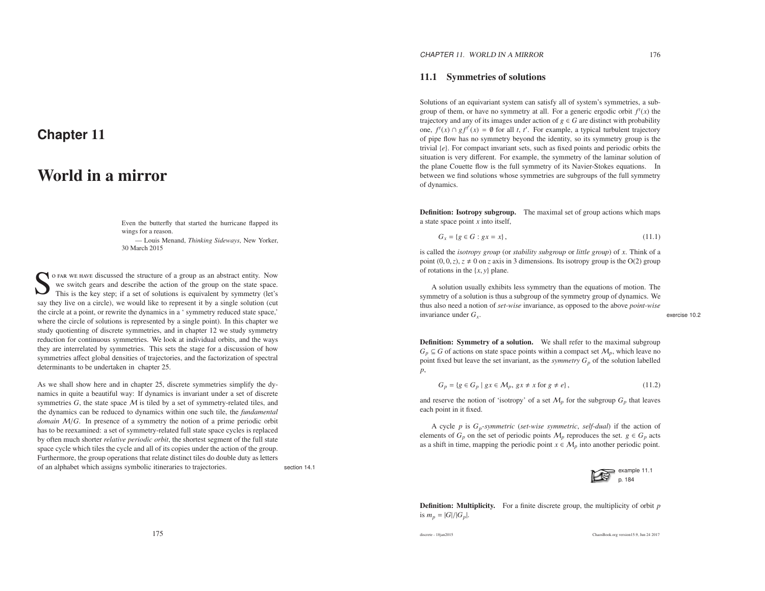# Chapter 11

# World in a mirror

> Even the butterfly that started the hurricane flapped its wings for a reason.
>
> — Louis Menand, *Thinking Sideways*, New Yorker, 30 March 2015

So far we have discussed the structure of a group as an abstract entity. Now we switch gears and describe the action of the group on the state space. This is the key step; if a set of solutions is equivalent by symmetry (let's say they live on a circle), we would like to represent it by a single solution (cut the circle at a point, or rewrite the dynamics in a ' symmetry reduced state space,' where the circle of solutions is represented by a single point). In this chapter we study quotienting of discrete symmetries, and in chapter 12 we study symmetry reduction for continuous symmetries. We look at individual orbits, and the ways they are interrelated by symmetries. This sets the stage for a discussion of how symmetries affect global densities of trajectories, and the factorization of spectral determinants to be undertaken in chapter 25.

As we shall show here and in chapter 25, discrete symmetries simplify the dynamics in quite a beautiful way: If dynamics is invariant under a set of discrete symmetries $G$, the state space $\mathcal{M}$ is tiled by a set of symmetry-related tiles, and the dynamics can be reduced to dynamics within one such tile, the *fundamental domain* $\mathcal{M}/G$. In presence of a symmetry the notion of a prime periodic orbit has to be reexamined: a set of symmetry-related full state space cycles is replaced by often much shorter *relative periodic orbit*, the shortest segment of the full state space cycle which tiles the cycle and all of its copies under the action of the group. Furthermore, the group operations that relate distinct tiles do double duty as letters of an alphabet which assigns symbolic itineraries to trajectories.

section 14.1

## 11.1 Symmetries of solutions

Solutions of an equivariant system can satisfy all of system's symmetries, a subgroup of them, or have no symmetry at all. For a generic ergodic orbit $f^t(x)$ the trajectory and any of its images under action of $g \in G$ are distinct with probability one, $f^t(x) \cap g f^{t'}(x) = \emptyset$ for all $t, t'$. For example, a typical turbulent trajectory of pipe flow has no symmetry beyond the identity, so its symmetry group is the trivial $\{e\}$. For compact invariant sets, such as fixed points and periodic orbits the situation is very different. For example, the symmetry of the laminar solution of the plane Couette flow is the full symmetry of its Navier-Stokes equations. In between we find solutions whose symmetries are subgroups of the full symmetry of dynamics.

**Definition: Isotropy subgroup.** The maximal set of group actions which maps a state space point $x$ into itself,

$$G_x = \{g \in G : gx = x\}, \tag{11.1}$$

is called the *isotropy group* (or *stability subgroup* or *little group*) of $x$. Think of a point $(0, 0, z)$, $z \neq 0$ on $z$ axis in 3 dimensions. Its isotropy group is the O(2) group of rotations in the $\{x, y\}$ plane.

A solution usually exhibits less symmetry than the equations of motion. The symmetry of a solution is thus a subgroup of the symmetry group of dynamics. We thus also need a notion of *set-wise* invariance, as opposed to the above *point-wise* invariance under $G_x$.

exercise 10.2

**Definition: Symmetry of a solution.** We shall refer to the maximal subgroup $G_p \subseteq G$ of actions on state space points within a compact set $\mathcal{M}_p$, which leave no point fixed but leave the set invariant, as the *symmetry* $G_p$ of the solution labelled $p$,

$$G_p = \{g \in G_p \mid gx \in \mathcal{M}_p,\ gx \neq x \text{ for } g \neq e\}, \tag{11.2}$$

and reserve the notion of 'isotropy' of a set $\mathcal{M}_p$ for the subgroup $G_p$ that leaves each point in it fixed.

A cycle $p$ is $G_p$*-symmetric* (*set-wise symmetric*, *self-dual*) if the action of elements of $G_p$ on the set of periodic points $\mathcal{M}_p$ reproduces the set. $g \in G_p$ acts as a shift in time, mapping the periodic point $x \in \mathcal{M}_p$ into another periodic point.

example 11.1 p. 184

**Definition: Multiplicity.** For a finite discrete group, the multiplicity of orbit $p$ is $m_p = |G|/|G_p|$.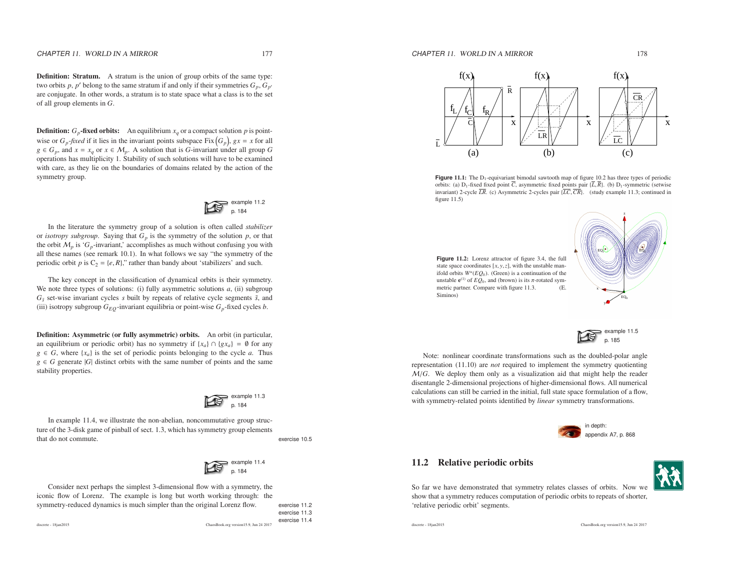**Definition: Stratum.** A stratum is the union of group orbits of the same type: two orbits $p$, $p'$ belong to the same stratum if and only if their symmetries $G_p, G_{p'}$ are conjugate. In other words, a stratum is to state space what a class is to the set of all group elements in $G$.

**Definition: $G_p$-fixed orbits:** An equilibrium $x_q$ or a compact solution $p$ is point-wise or *$G_p$-fixed* if it lies in the invariant points subspace Fix$\left(G_p\right)$, $gx = x$ for all $g \in G_p$, and $x = x_q$ or $x \in \mathcal{M}_p$. A solution that is $G$-invariant under all group $G$ operations has multiplicity 1. Stability of such solutions will have to be examined with care, as they lie on the boundaries of domains related by the action of the symmetry group.

example 11.2 p. 184

In the literature the symmetry group of a solution is often called *stabilizer* or *isotropy subgroup*. Saying that $G_p$ is the symmetry of the solution $p$, or that the orbit $\mathcal{M}_p$ is '$G_p$-invariant,' accomplishes as much without confusing you with all these names (see remark 10.1). In what follows we say "the symmetry of the periodic orbit $p$ is $C_2 = \{e, R\}$," rather than bandy about 'stabilizers' and such.

The key concept in the classification of dynamical orbits is their symmetry. We note three types of solutions: (i) fully asymmetric solutions $a$, (ii) subgroup $G_{\tilde{s}}$ set-wise invariant cycles $s$ built by repeats of relative cycle segments $\tilde{s}$, and (iii) isotropy subgroup $G_{EQ}$-invariant equilibria or point-wise $G_p$-fixed cycles $b$.

**Definition: Asymmetric (or fully asymmetric) orbits.** An orbit (in particular, an equilibrium or periodic orbit) has no symmetry if $\{x_a\} \cap \{gx_a\} = \emptyset$ for any $g \in G$, where $\{x_a\}$ is the set of periodic points belonging to the cycle $a$. Thus $g \in G$ generate $|G|$ distinct orbits with the same number of points and the same stability properties.

example 11.3 p. 184

In example 11.4, we illustrate the non-abelian, noncommutative group structure of the 3-disk game of pinball of sect. 1.3, which has symmetry group elements that do not commute.

exercise 10.5

example 11.4 p. 184

Consider next perhaps the simplest 3-dimensional flow with a symmetry, the iconic flow of Lorenz. The example is long but worth working through: the symmetry-reduced dynamics is much simpler than the original Lorenz flow.

exercise 11.2
exercise 11.3
exercise 11.4

**Figure 11.1:** The $D_1$-equivariant bimodal sawtooth map of figure 10.2 has three types of periodic orbits: (a) $D_1$-fixed fixed point $\overline{C}$, asymmetric fixed points pair $\{\overline{L}, \overline{R}\}$. (b) $D_1$-symmetric (setwise invariant) 2-cycle $\overline{LR}$. (c) Asymmetric 2-cycles pair $\{\overline{LC}, \overline{CR}\}$. (study example 11.3; continued in figure 11.5)

**Figure 11.2:** Lorenz attractor of figure 3.4, the full state space coordinates $[x, y, z]$, with the unstable manifold orbits $W^u(EQ_0)$. (Green) is a continuation of the unstable $\mathbf{e}^{(1)}$ of $EQ_0$, and (brown) is its $\pi$-rotated symmetric partner. Compare with figure 11.3. (E. Siminos)

example 11.5 p. 185

Note: nonlinear coordinate transformations such as the doubled-polar angle representation (11.10) are *not* required to implement the symmetry quotienting $\mathcal{M}/G$. We deploy them only as a visualization aid that might help the reader disentangle 2-dimensional projections of higher-dimensional flows. All numerical calculations can still be carried in the initial, full state space formulation of a flow, with symmetry-related points identified by *linear* symmetry transformations.

in depth: appendix A7, p. 868

## 11.2 Relative periodic orbits

So far we have demonstrated that symmetry relates classes of orbits. Now we show that a symmetry reduces computation of periodic orbits to repeats of shorter, 'relative periodic orbit' segments.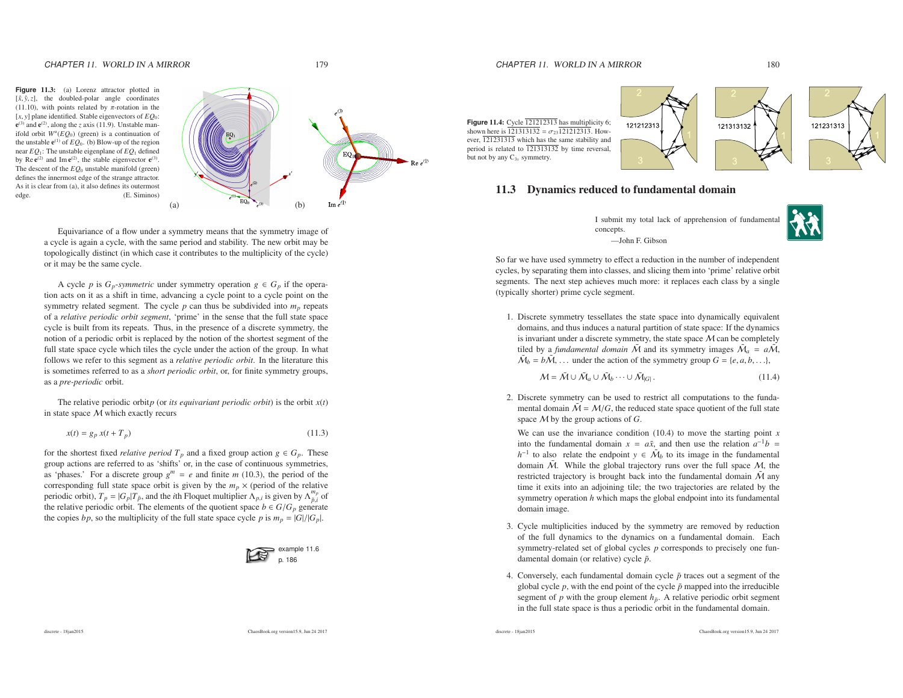**Figure 11.3:** (a) Lorenz attractor plotted in $[\hat{x}, \hat{y}, z]$, the doubled-polar angle coordinates (11.10), with points related by $\pi$-rotation in the $[x, y]$ plane identified. Stable eigenvectors of $EQ_0$: $\mathbf{e}^{(3)}$ and $\mathbf{e}^{(2)}$, along the $z$ axis (11.9). Unstable manifold orbit $W^u(EQ_0)$ (green) is a continuation of the unstable $\mathbf{e}^{(1)}$ of $EQ_0$. (b) Blow-up of the region near $EQ_1$: The unstable eigenplane of $EQ_1$ defined by $\text{Re}\,\mathbf{e}^{(2)}$ and $\text{Im}\,\mathbf{e}^{(2)}$, the stable eigenvector $\mathbf{e}^{(3)}$. The descent of the $EQ_0$ unstable manifold (green) defines the innermost edge of the strange attractor. As it is clear from (a), it also defines its outermost edge. (E. Siminos)

Equivariance of a flow under a symmetry means that the symmetry image of a cycle is again a cycle, with the same period and stability. The new orbit may be topologically distinct (in which case it contributes to the multiplicity of the cycle) or it may be the same cycle.

A cycle $p$ is *$G_p$-symmetric* under symmetry operation $g \in G_p$ if the operation acts on it as a shift in time, advancing a cycle point to a cycle point on the symmetry related segment. The cycle $p$ can thus be subdivided into $m_p$ repeats of a *relative periodic orbit segment*, 'prime' in the sense that the full state space cycle is built from its repeats. Thus, in the presence of a discrete symmetry, the notion of a periodic orbit is replaced by the notion of the shortest segment of the full state space cycle which tiles the cycle under the action of the group. In what follows we refer to this segment as a *relative periodic orbit*. In the literature this is sometimes referred to as a *short periodic orbit*, or, for finite symmetry groups, as a *pre-periodic* orbit.

The relative periodic orbit$p$ (or *its equivariant periodic orbit*) is the orbit $x(t)$ in state space $\mathcal{M}$ which exactly recurs

$$x(t) = g_p\, x(t + T_p) \tag{11.3}$$

for the shortest fixed *relative period* $T_p$ and a fixed group action $g \in G_p$. These group actions are referred to as 'shifts' or, in the case of continuous symmetries, as 'phases.' For a discrete group $g^m = e$ and finite $m$ (10.3), the period of the corresponding full state space orbit is given by the $m_p \times$ (period of the relative periodic orbit), $T_p = |G_p| T_{\tilde{p}}$, and the $i$th Floquet multiplier $\Lambda_{p,i}$ is given by $\Lambda^{m_p}_{\tilde{p},i}$ of the relative periodic orbit. The elements of the quotient space $b \in G/G_p$ generate the copies $bp$, so the multiplicity of the full state space cycle $p$ is $m_p = |G|/|G_p|$.

example 11.6
p. 186

**Figure 11.4:** Cycle $\overline{121212313}$ has multiplicity 6; shown here is $\overline{121313132} = \sigma_{23}\overline{121212313}$. However, $\overline{121231313}$ which has the same stability and period is related to $\overline{121313132}$ by time reversal, but not by any $C_{3v}$ symmetry.

## 11.3 Dynamics reduced to fundamental domain

> I submit my total lack of apprehension of fundamental concepts.
>
> —John F. Gibson

So far we have used symmetry to effect a reduction in the number of independent cycles, by separating them into classes, and slicing them into 'prime' relative orbit segments. The next step achieves much more: it replaces each class by a single (typically shorter) prime cycle segment.

1. Discrete symmetry tessellates the state space into dynamically equivalent domains, and thus induces a natural partition of state space: If the dynamics is invariant under a discrete symmetry, the state space $\mathcal{M}$ can be completely tiled by a *fundamental domain* $\tilde{\mathcal{M}}$ and its symmetry images $\tilde{\mathcal{M}}_a = a\tilde{\mathcal{M}}$, $\tilde{\mathcal{M}}_b = b\tilde{\mathcal{M}}, \ldots$ under the action of the symmetry group $G = \{e, a, b, \ldots\}$,

$$\mathcal{M} = \tilde{\mathcal{M}} \cup \tilde{\mathcal{M}}_a \cup \tilde{\mathcal{M}}_b \cdots \cup \tilde{\mathcal{M}}_{|G|}\,. \tag{11.4}$$

2. Discrete symmetry can be used to restrict all computations to the fundamental domain $\tilde{\mathcal{M}} = \mathcal{M}/G$, the reduced state space quotient of the full state space $\mathcal{M}$ by the group actions of $G$.

   We can use the invariance condition (10.4) to move the starting point $x$ into the fundamental domain $x = a\tilde{x}$, and then use the relation $a^{-1}b = h^{-1}$ to also relate the endpoint $y \in \tilde{\mathcal{M}}_b$ to its image in the fundamental domain $\tilde{\mathcal{M}}$. While the global trajectory runs over the full space $\mathcal{M}$, the restricted trajectory is brought back into the fundamental domain $\tilde{\mathcal{M}}$ any time it exits into an adjoining tile; the two trajectories are related by the symmetry operation $h$ which maps the global endpoint into its fundamental domain image.

3. Cycle multiplicities induced by the symmetry are removed by reduction of the full dynamics to the dynamics on a fundamental domain. Each symmetry-related set of global cycles $p$ corresponds to precisely one fundamental domain (or relative) cycle $\tilde{p}$.

4. Conversely, each fundamental domain cycle $\tilde{p}$ traces out a segment of the global cycle $p$, with the end point of the cycle $\tilde{p}$ mapped into the irreducible segment of $p$ with the group element $h_{\tilde{p}}$. A relative periodic orbit segment in the full state space is thus a periodic orbit in the fundamental domain.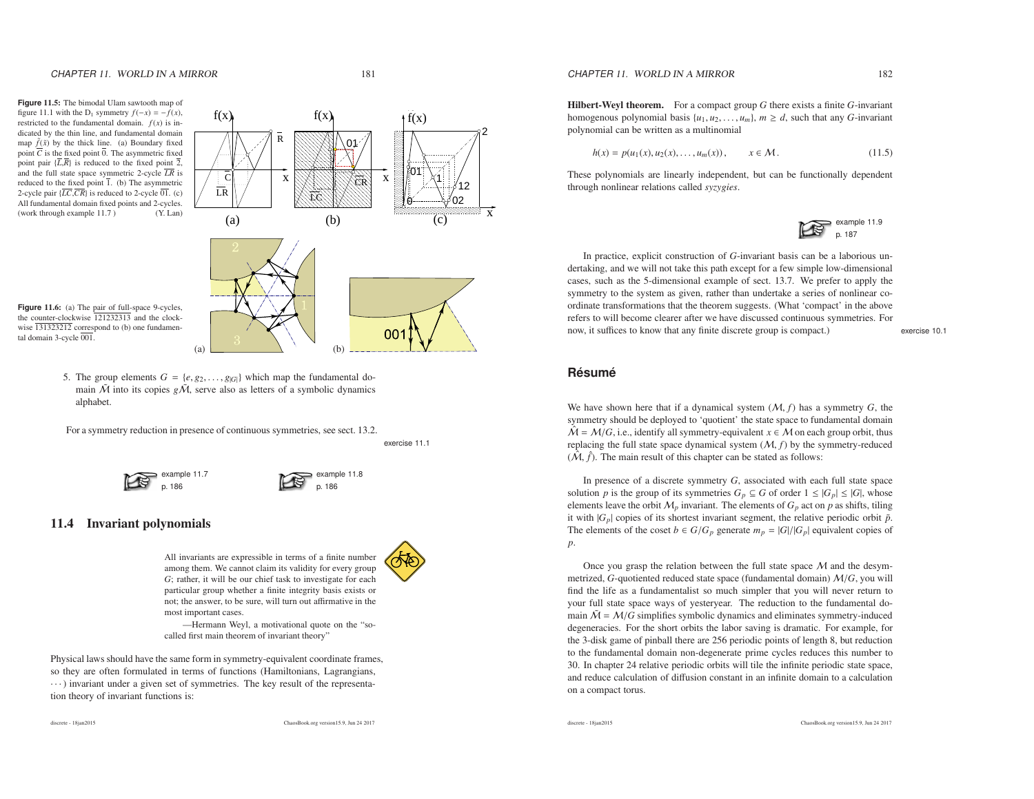**Figure 11.5:** The bimodal Ulam sawtooth map of figure 11.1 with the $D_1$ symmetry $f(-x) = -f(x)$, restricted to the fundamental domain. $f(x)$ is indicated by the thin line, and fundamental domain map $\tilde{f}(\tilde{x})$ by the thick line. (a) Boundary fixed point $\overline{C}$ is the fixed point $\overline{0}$. The asymmetric fixed point pair $\{\overline{L},\overline{R}\}$ is reduced to the fixed point $\overline{2}$, and the full state space symmetric 2-cycle $\overline{LR}$ is reduced to the fixed point $\overline{1}$. (b) The asymmetric 2-cycle pair $\{\overline{LC},\overline{CR}\}$ is reduced to 2-cycle $\overline{01}$. (c) All fundamental domain fixed points and 2-cycles. (work through example 11.7 ) (Y. Lan)

**Figure 11.6:** (a) The pair of full-space 9-cycles, the counter-clockwise $\overline{121232313}$ and the clockwise $\overline{131323212}$ correspond to (b) one fundamental domain 3-cycle $\overline{001}$.

5. The group elements $G = \{e, g_2, \dots, g_{|G|}\}$ which map the fundamental domain $\tilde{\mathcal{M}}$ into its copies $g\tilde{\mathcal{M}}$, serve also as letters of a symbolic dynamics alphabet.

For a symmetry reduction in presence of continuous symmetries, see sect. 13.2.

exercise 11.1

example 11.7 p. 186

example 11.8 p. 186

## 11.4 Invariant polynomials

All invariants are expressible in terms of a finite number among them. We cannot claim its validity for every group $G$; rather, it will be our chief task to investigate for each particular group whether a finite integrity basis exists or not; the answer, to be sure, will turn out affirmative in the most important cases.

—Hermann Weyl, a motivational quote on the "so-called first main theorem of invariant theory"

Physical laws should have the same form in symmetry-equivalent coordinate frames, so they are often formulated in terms of functions (Hamiltonians, Lagrangians, $\cdots$) invariant under a given set of symmetries. The key result of the representation theory of invariant functions is:

**Hilbert-Weyl theorem.** For a compact group $G$ there exists a finite $G$-invariant homogenous polynomial basis $\{u_1, u_2, \dots, u_m\}$, $m \geq d$, such that any $G$-invariant polynomial can be written as a multinomial

$$h(x) = p(u_1(x), u_2(x), \dots, u_m(x)), \qquad x \in \mathcal{M}. \tag{11.5}$$

These polynomials are linearly independent, but can be functionally dependent through nonlinear relations called *syzygies*.

example 11.9 p. 187

In practice, explicit construction of $G$-invariant basis can be a laborious undertaking, and we will not take this path except for a few simple low-dimensional cases, such as the 5-dimensional example of sect. 13.7. We prefer to apply the symmetry to the system as given, rather than undertake a series of nonlinear coordinate transformations that the theorem suggests. (What 'compact' in the above refers to will become clearer after we have discussed continuous symmetries. For now, it suffices to know that any finite discrete group is compact.)

exercise 10.1

## Résumé

We have shown here that if a dynamical system $(\mathcal{M}, f)$ has a symmetry $G$, the symmetry should be deployed to 'quotient' the state space to fundamental domain $\hat{\mathcal{M}} = \mathcal{M}/G$, i.e., identify all symmetry-equivalent $x \in \mathcal{M}$ on each group orbit, thus replacing the full state space dynamical system $(\mathcal{M}, f)$ by the symmetry-reduced $(\hat{\mathcal{M}}, \hat{f})$. The main result of this chapter can be stated as follows:

In presence of a discrete symmetry $G$, associated with each full state space solution $p$ is the group of its symmetries $G_p \subseteq G$ of order $1 \leq |G_p| \leq |G|$, whose elements leave the orbit $\mathcal{M}_p$ invariant. The elements of $G_p$ act on $p$ as shifts, tiling it with $|G_p|$ copies of its shortest invariant segment, the relative periodic orbit $\tilde{p}$. The elements of the coset $b \in G/G_p$ generate $m_p = |G|/|G_p|$ equivalent copies of $p$.

Once you grasp the relation between the full state space $\mathcal{M}$ and the desymmetrized, $G$-quotiented reduced state space (fundamental domain) $\mathcal{M}/G$, you will find the life as a fundamentalist so much simpler that you will never return to your full state space ways of yesteryear. The reduction to the fundamental domain $\tilde{\mathcal{M}} = \mathcal{M}/G$ simplifies symbolic dynamics and eliminates symmetry-induced degeneracies. For the short orbits the labor saving is dramatic. For example, for the 3-disk game of pinball there are 256 periodic points of length 8, but reduction to the fundamental domain non-degenerate prime cycles reduces this number to 30. In chapter 24 relative periodic orbits will tile the infinite periodic state space, and reduce calculation of diffusion constant in an infinite domain to a calculation on a compact torus.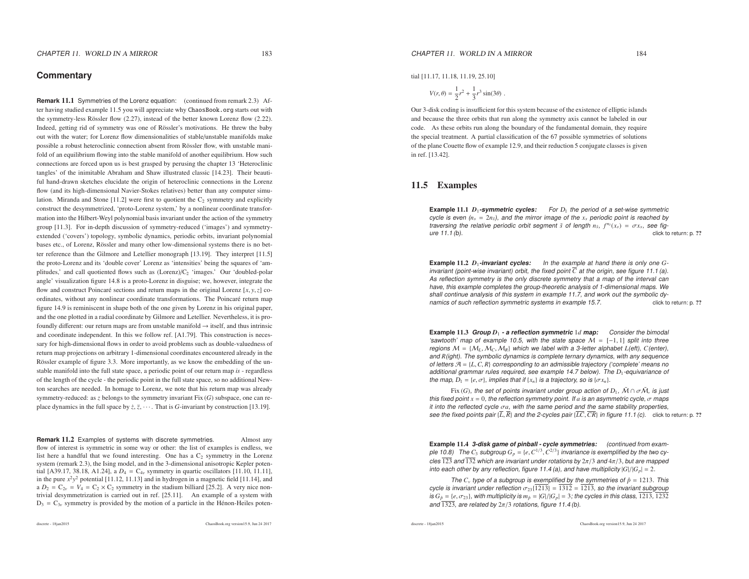## Commentary

**Remark 11.1** Symmetries of the Lorenz equation: (continued from remark 2.3) After having studied example 11.5 you will appreciate why ChaosBook.org starts out with the symmetry-less Rössler flow (2.27), instead of the better known Lorenz flow (2.22). Indeed, getting rid of symmetry was one of Rössler's motivations. He threw the baby out with the water; for Lorenz flow dimensionalities of stable/unstable manifolds make possible a robust heteroclinic connection absent from Rössler flow, with unstable manifold of an equilibrium flowing into the stable manifold of another equilibrium. How such connections are forced upon us is best grasped by perusing the chapter 13 'Heteroclinic tangles' of the inimitable Abraham and Shaw illustrated classic [14.23]. Their beautiful hand-drawn sketches elucidate the origin of heteroclinic connections in the Lorenz flow (and its high-dimensional Navier-Stokes relatives) better than any computer simulation. Miranda and Stone [11.2] were first to quotient the $C_2$ symmetry and explicitly construct the desymmetrized, 'proto-Lorenz system,' by a nonlinear coordinate transformation into the Hilbert-Weyl polynomial basis invariant under the action of the symmetry group [11.3]. For in-depth discussion of symmetry-reduced ('images') and symmetry-extended ('covers') topology, symbolic dynamics, periodic orbits, invariant polynomial bases etc., of Lorenz, Rössler and many other low-dimensional systems there is no better reference than the Gilmore and Letellier monograph [13.19]. They interpret [11.5] the proto-Lorenz and its 'double cover' Lorenz as 'intensities' being the squares of 'amplitudes,' and call quotiented flows such as (Lorenz)/$C_2$ 'images.' Our 'doubled-polar angle' visualization figure 14.8 is a proto-Lorenz in disguise; we, however, integrate the flow and construct Poincaré sections and return maps in the original Lorenz $[x, y, z]$ coordinates, without any nonlinear coordinate transformations. The Poincaré return map figure 14.9 is reminiscent in shape both of the one given by Lorenz in his original paper, and the one plotted in a radial coordinate by Gilmore and Letellier. Nevertheless, it is profoundly different: our return maps are from unstable manifold → itself, and thus intrinsic and coordinate independent. In this we follow ref. [A1.79]. This construction is necessary for high-dimensional flows in order to avoid problems such as double-valuedness of return map projections on arbitrary 1-dimensional coordinates encountered already in the Rössler example of figure 3.3. More importantly, as we know the embedding of the unstable manifold into the full state space, a periodic point of our return map *is* - regardless of the length of the cycle - the periodic point in the full state space, so no additional Newton searches are needed. In homage to Lorenz, we note that his return map was already symmetry-reduced: as $z$ belongs to the symmetry invariant $\mathrm{Fix}\,(G)$ subspace, one can replace dynamics in the full space by $\dot{z}, \ddot{z}, \cdots$. That is $G$-invariant by construction [13.19].

**Remark 11.2** Examples of systems with discrete symmetries. Almost any flow of interest is symmetric in some way or other: the list of examples is endless, we list here a handful that we found interesting. One has a $C_2$ symmetry in the Lorenz system (remark 2.3), the Ising model, and in the 3-dimensional anisotropic Kepler potential [A39.17, 38.18, A1.24], a $D_4 = C_{4v}$ symmetry in quartic oscillators [11.10, 11.11], in the pure $x^2y^2$ potential [11.12, 11.13] and in hydrogen in a magnetic field [11.14], and a $D_2 = C_{2v} = V_4 = C_2 \times C_2$ symmetry in the stadium billiard [25.2]. A very nice nontrivial desymmetrization is carried out in ref. [25.11]. An example of a system with $D_3 = C_{3v}$ symmetry is provided by the motion of a particle in the Hénon-Heiles potential [11.17, 11.18, 11.19, 25.10]

$$V(r, \theta) = \frac{1}{2}r^2 + \frac{1}{3}r^3 \sin(3\theta)\,.$$

Our 3-disk coding is insufficient for this system because of the existence of elliptic islands and because the three orbits that run along the symmetry axis cannot be labeled in our code. As these orbits run along the boundary of the fundamental domain, they require the special treatment. A partial classification of the 67 possible symmetries of solutions of the plane Couette flow of example 12.9, and their reduction 5 conjugate classes is given in ref. [13.42].

## 11.5 Examples

**Example 11.1** ***$D_1$-symmetric cycles:*** *For $D_1$ the period of a set-wise symmetric cycle is even ($n_s = 2n_{\tilde{s}}$), and the mirror image of the $x_s$ periodic point is reached by traversing the relative periodic orbit segment $\tilde{s}$ of length $n_{\tilde{s}}$, $f^{n_{\tilde{s}}}(x_s) = \sigma x_s$, see figure 11.1 (b).* click to return: p. ??

**Example 11.2** ***$D_1$-invariant cycles:*** *In the example at hand there is only one $G$-invariant (point-wise invariant) orbit, the fixed point $\overline{C}$ at the origin, see figure 11.1 (a). As reflection symmetry is the only discrete symmetry that a map of the interval can have, this example completes the group-theoretic analysis of 1-dimensional maps. We shall continue analysis of this system in example 11.7, and work out the symbolic dynamics of such reflection symmetric systems in example 15.7.* click to return: p. ??

**Example 11.3** ***Group $D_1$ - a reflection symmetric $1d$ map:*** *Consider the bimodal 'sawtooth' map of example 10.5, with the state space $\mathcal{M} = [-1, 1]$ split into three regions $\mathcal{M} = \{\mathcal{M}_L, \mathcal{M}_C, \mathcal{M}_R\}$ which we label with a 3-letter alphabet $L$(eft), $C$(enter), and $R$(ight). The symbolic dynamics is complete ternary dynamics, with any sequence of letters $\mathcal{A} = \{L, C, R\}$ corresponding to an admissible trajectory ('complete' means no additional grammar rules required, see example 14.7 below). The $D_1$-equivariance of the map, $D_1 = \{e, \sigma\}$, implies that if $\{x_n\}$ is a trajectory, so is $\{\sigma x_n\}$.*

*$\mathrm{Fix}\,(G)$, the set of points invariant under group action of $D_1$, $\tilde{\mathcal{M}} \cap \sigma\tilde{\mathcal{M}}$, is just this fixed point $x = 0$, the reflection symmetry point. If $a$ is an asymmetric cycle, $\sigma$ maps it into the reflected cycle $\sigma a$, with the same period and the same stability properties, see the fixed points pair $\{\overline{L}, \overline{R}\}$ and the 2-cycles pair $\{\overline{LC}, \overline{CR}\}$ in figure 11.1 (c).* click to return: p. ??

**Example 11.4** ***3-disk game of pinball - cycle symmetries:*** *(continued from example 10.8) The $C_3$ subgroup $G_p = \{e, C^{1/3}, C^{2/3}\}$ invariance is exemplified by the two cycles $\overline{123}$ and $\overline{132}$ which are invariant under rotations by $2\pi/3$ and $4\pi/3$, but are mapped into each other by any reflection, figure 11.4 (a), and have multiplicity $|G|/|G_p| = 2$.*

*The $C_v$ type of a subgroup is exemplified by the symmetries of $\hat{p} = 1213$. This cycle is invariant under reflection $\sigma_{23}\{\overline{1213}\} = \overline{1312} = \overline{1213}$, so the invariant subgroup is $G_{\hat{p}} = \{e, \sigma_{23}\}$, with multiplicity is $m_{\hat{p}} = |G|/|G_p| = 3$; the cycles in this class, $\overline{1213}$, $\overline{1232}$ and $\overline{1323}$, are related by $2\pi/3$ rotations, figure 11.4 (b).*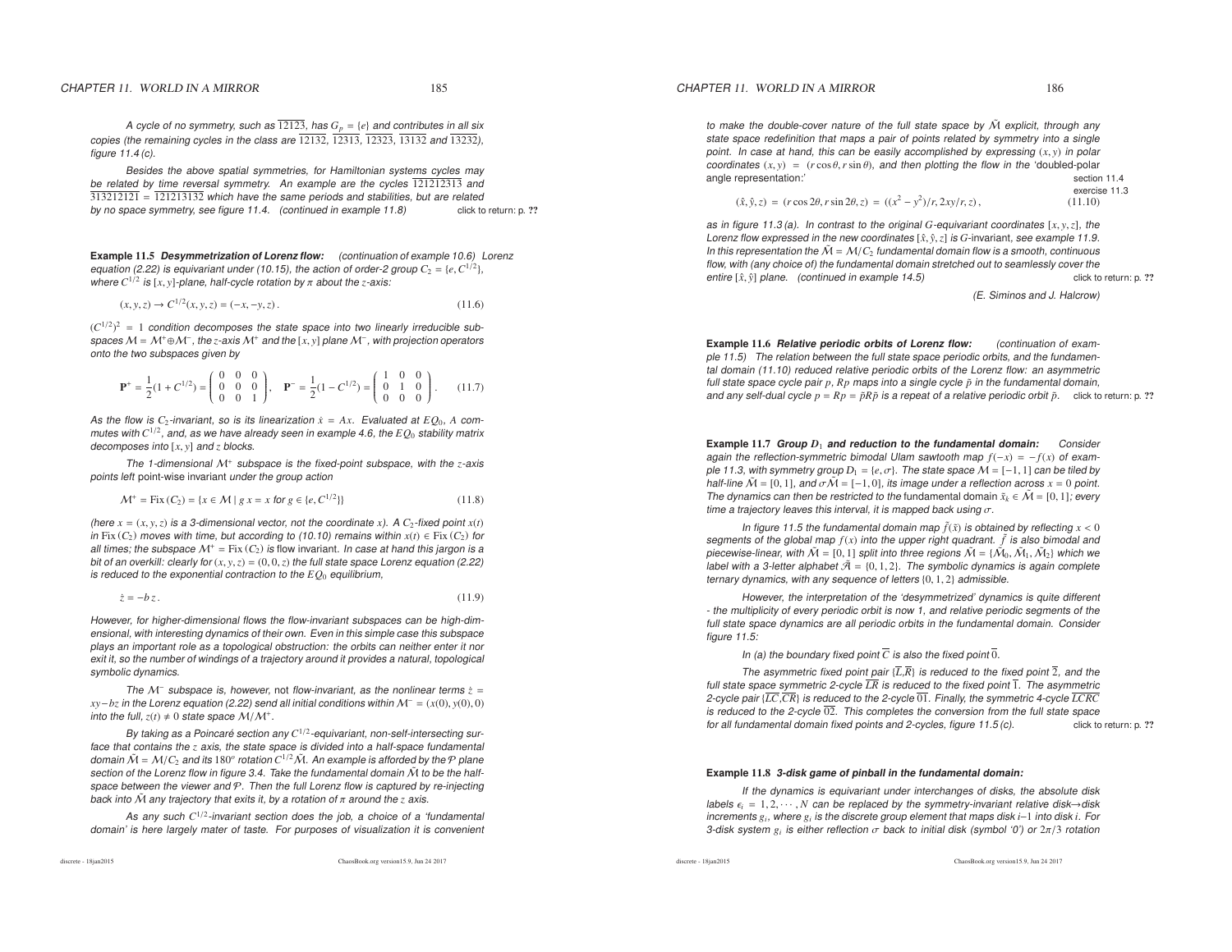*A cycle of no symmetry, such as $\overline{12123}$, has $G_p = \{e\}$ and contributes in all six copies (the remaining cycles in the class are $\overline{12132}$, $\overline{12313}$, $\overline{12323}$, $\overline{13132}$ and $\overline{13232}$), figure 11.4 (c).*

*Besides the above spatial symmetries, for Hamiltonian systems cycles may be related by time reversal symmetry. An example are the cycles $\overline{121212313}$ and $\overline{313212121} = \overline{121213132}$ which have the same periods and stabilities, but are related by no space symmetry, see figure 11.4. (continued in example 11.8)* click to return: p. ??

**Example 11.5** ***Desymmetrization of Lorenz flow:*** *(continuation of example 10.6) Lorenz equation (2.22) is equivariant under (10.15), the action of order-2 group $C_2 = \{e, C^{1/2}\}$, where $C^{1/2}$ is $[x, y]$-plane, half-cycle rotation by $\pi$ about the $z$-axis:*

$$(x, y, z) \to C^{1/2}(x, y, z) = (-x, -y, z)\,. \tag{11.6}$$

*$(C^{1/2})^2 = 1$ condition decomposes the state space into two linearly irreducible subspaces $\mathcal{M} = \mathcal{M}^+ \oplus \mathcal{M}^-$, the $z$-axis $\mathcal{M}^+$ and the $[x, y]$ plane $\mathcal{M}^-$, with projection operators onto the two subspaces given by*

$$\mathbf{P}^+ = \frac{1}{2}(1 + C^{1/2}) = \begin{pmatrix} 0 & 0 & 0 \\ 0 & 0 & 0 \\ 0 & 0 & 1 \end{pmatrix}, \quad \mathbf{P}^- = \frac{1}{2}(1 - C^{1/2}) = \begin{pmatrix} 1 & 0 & 0 \\ 0 & 1 & 0 \\ 0 & 0 & 0 \end{pmatrix}. \tag{11.7}$$

*As the flow is $C_2$-invariant, so is its linearization $\dot{x} = Ax$. Evaluated at $EQ_0$, $A$ commutes with $C^{1/2}$, and, as we have already seen in example 4.6, the $EQ_0$ stability matrix decomposes into $[x, y]$ and $z$ blocks.*

*The 1-dimensional $\mathcal{M}^+$ subspace is the fixed-point subspace, with the $z$-axis points left* point-wise invariant *under the group action*

$$\mathcal{M}^+ = \mathrm{Fix}\,(C_2) = \{x \in \mathcal{M} \mid g\, x = x \text{ for } g \in \{e, C^{1/2}\}\} \tag{11.8}$$

*(here $x = (x, y, z)$ is a 3-dimensional vector, not the coordinate $x$). A $C_2$-fixed point $x(t)$ in $\mathrm{Fix}\,(C_2)$ moves with time, but according to (10.10) remains within $x(t) \in \mathrm{Fix}\,(C_2)$ for all times; the subspace $\mathcal{M}^+ = \mathrm{Fix}\,(C_2)$ is flow invariant. In case at hand this jargon is a bit of an overkill: clearly for $(x, y, z) = (0, 0, z)$ the full state space Lorenz equation (2.22) is reduced to the exponential contraction to the $EQ_0$ equilibrium,*

$$\dot{z} = -b\, z\,. \tag{11.9}$$

*However, for higher-dimensional flows the flow-invariant subspaces can be high-dimensional, with interesting dynamics of their own. Even in this simple case this subspace plays an important role as a topological obstruction: the orbits can neither enter it nor exit it, so the number of windings of a trajectory around it provides a natural, topological symbolic dynamics.*

*The $\mathcal{M}^-$ subspace is, however,* not *flow-invariant, as the nonlinear terms $\dot{z} = xy - bz$ in the Lorenz equation (2.22) send all initial conditions within $\mathcal{M}^- = (x(0), y(0), 0)$ into the full, $z(t) \neq 0$ state space $\mathcal{M}/\mathcal{M}^+$.*

*By taking as a Poincaré section any $C^{1/2}$-equivariant, non-self-intersecting surface that contains the $z$ axis, the state space is divided into a half-space fundamental domain $\tilde{\mathcal{M}} = \mathcal{M}/C_2$ and its $180^o$ rotation $C^{1/2}\tilde{\mathcal{M}}$. An example is afforded by the $\mathcal{P}$ plane section of the Lorenz flow in figure 3.4. Take the fundamental domain $\tilde{\mathcal{M}}$ to be the half-space between the viewer and $\mathcal{P}$. Then the full Lorenz flow is captured by re-injecting back into $\tilde{\mathcal{M}}$ any trajectory that exits it, by a rotation of $\pi$ around the $z$ axis.*

*As any such $C^{1/2}$-invariant section does the job, a choice of a 'fundamental domain' is here largely mater of taste. For purposes of visualization it is convenient to make the double-cover nature of the full state space by $\tilde{\mathcal{M}}$ explicit, through any state space redefinition that maps a pair of points related by symmetry into a single point. In case at hand, this can be easily accomplished by expressing $(x, y)$ in polar coordinates $(x, y) = (r\cos\theta, r\sin\theta)$, and then plotting the flow in the 'doubled-polar angle representation:'* section 11.4 exercise 11.3

$$(\hat{x}, \hat{y}, z) = (r\cos 2\theta, r\sin 2\theta, z) = ((x^2 - y^2)/r, 2xy/r, z)\,, \tag{11.10}$$

*as in figure 11.3 (a). In contrast to the original $G$-equivariant coordinates $[x, y, z]$, the Lorenz flow expressed in the new coordinates $[\hat{x}, \hat{y}, z]$ is $G$-invariant, see example 11.9. In this representation the $\tilde{\mathcal{M}} = \mathcal{M}/C_2$ fundamental domain flow is a smooth, continuous flow, with (any choice of) the fundamental domain stretched out to seamlessly cover the entire $[\hat{x}, \hat{y}]$ plane. (continued in example 14.5)* click to return: p. ??

*(E. Siminos and J. Halcrow)*

**Example 11.6** ***Relative periodic orbits of Lorenz flow:*** *(continuation of example 11.5) The relation between the full state space periodic orbits, and the fundamental domain (11.10) reduced relative periodic orbits of the Lorenz flow: an asymmetric full state space cycle pair $p$, $Rp$ maps into a single cycle $\tilde{p}$ in the fundamental domain, and any self-dual cycle $p = Rp = \tilde{p}R\tilde{p}$ is a repeat of a relative periodic orbit $\tilde{p}$.* click to return: p. ??

**Example 11.7** ***Group $D_1$ and reduction to the fundamental domain:*** *Consider again the reflection-symmetric bimodal Ulam sawtooth map $f(-x) = -f(x)$ of example 11.3, with symmetry group $D_1 = \{e, \sigma\}$. The state space $\mathcal{M} = [-1, 1]$ can be tiled by half-line $\tilde{\mathcal{M}} = [0, 1]$, and $\sigma\tilde{\mathcal{M}} = [-1, 0]$, its image under a reflection across $x = 0$ point. The dynamics can then be restricted to the* fundamental domain *$\tilde{x}_k \in \tilde{\mathcal{M}} = [0, 1]$; every time a trajectory leaves this interval, it is mapped back using $\sigma$.*

*In figure 11.5 the fundamental domain map $\tilde{f}(\tilde{x})$ is obtained by reflecting $x < 0$ segments of the global map $f(x)$ into the upper right quadrant. $\tilde{f}$ is also bimodal and piecewise-linear, with $\tilde{\mathcal{M}} = [0, 1]$ split into three regions $\tilde{\mathcal{M}} = \{\tilde{\mathcal{M}}_0, \tilde{\mathcal{M}}_1, \tilde{\mathcal{M}}_2\}$ which we label with a 3-letter alphabet $\tilde{\mathcal{A}} = \{0, 1, 2\}$. The symbolic dynamics is again complete ternary dynamics, with any sequence of letters $\{0, 1, 2\}$ admissible.*

*However, the interpretation of the 'desymmetrized' dynamics is quite different - the multiplicity of every periodic orbit is now 1, and relative periodic segments of the full state space dynamics are all periodic orbits in the fundamental domain. Consider figure 11.5:*

*In (a) the boundary fixed point $\overline{C}$ is also the fixed point $\overline{0}$.*

*The asymmetric fixed point pair $\{\overline{L}, \overline{R}\}$ is reduced to the fixed point $\overline{2}$, and the full state space symmetric 2-cycle $\overline{LR}$ is reduced to the fixed point $\overline{1}$. The asymmetric 2-cycle pair $\{\overline{LC}, \overline{CR}\}$ is reduced to the 2-cycle $\overline{01}$. Finally, the symmetric 4-cycle $\overline{LCRC}$ is reduced to the 2-cycle $\overline{02}$. This completes the conversion from the full state space for all fundamental domain fixed points and 2-cycles, figure 11.5 (c).* click to return: p. ??

**Example 11.8** ***3-disk game of pinball in the fundamental domain:***

*If the dynamics is equivariant under interchanges of disks, the absolute disk labels $\epsilon_i = 1, 2, \cdots, N$ can be replaced by the symmetry-invariant relative disk→disk increments $g_i$, where $g_i$ is the discrete group element that maps disk $i$−1 into disk $i$. For 3-disk system $g_i$ is either reflection $\sigma$ back to initial disk (symbol '0') or $2\pi/3$ rotation*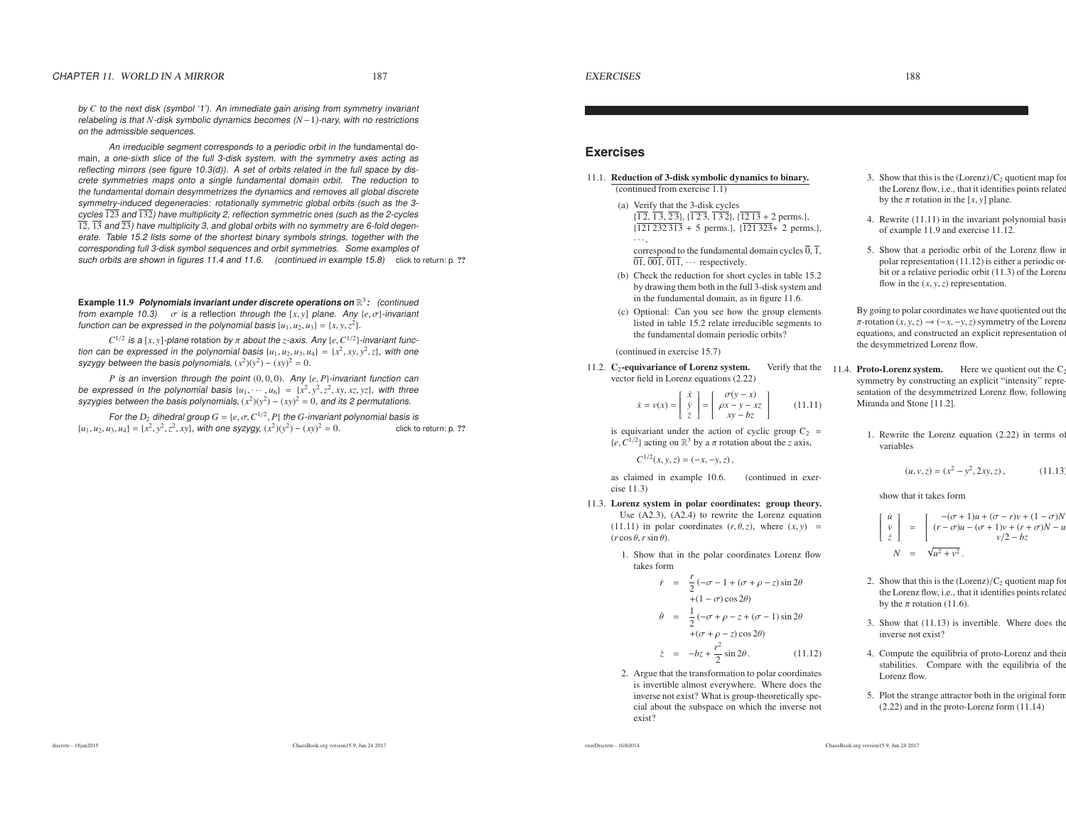*by $C$ to the next disk (symbol '1'). An immediate gain arising from symmetry invariant relabeling is that $N$-disk symbolic dynamics becomes $(N-1)$-nary, with no restrictions on the admissible sequences.*

*An irreducible segment corresponds to a periodic orbit in the* fundamental domain, *a one-sixth slice of the full 3-disk system, with the symmetry axes acting as reflecting mirrors (see figure 10.3(d)). A set of orbits related in the full space by discrete symmetries maps onto a single fundamental domain orbit. The reduction to the fundamental domain desymmetrizes the dynamics and removes all global discrete symmetry-induced degeneracies: rotationally symmetric global orbits (such as the 3-cycles $\overline{123}$ and $\overline{132}$) have multiplicity 2, reflection symmetric ones (such as the 2-cycles $\overline{12}$, $\overline{13}$ and $\overline{23}$) have multiplicity 3, and global orbits with no symmetry are 6-fold degenerate. Table 15.2 lists some of the shortest binary symbols strings, together with the corresponding full 3-disk symbol sequences and orbit symmetries. Some examples of such orbits are shown in figures 11.4 and 11.6. (continued in example 15.8)* click to return: p. ??

**Example 11.9** ***Polynomials invariant under discrete operations on $\mathbb{R}^3$:*** *(continued from example 10.3)* $\sigma$ *is a* reflection *through the $[x, y]$ plane. Any $\{e, \sigma\}$-invariant function can be expressed in the polynomial basis $\{u_1, u_2, u_3\} = \{x, y, z^2\}$.*

*$C^{1/2}$ is a $[x, y]$-plane rotation by $\pi$ about the $z$-axis. Any $\{e, C^{1/2}\}$-invariant function can be expressed in the polynomial basis $\{u_1, u_2, u_3, u_4\} = \{x^2, xy, y^2, z\}$, with one syzygy between the basis polynomials, $(x^2)(y^2) - (xy)^2 = 0$.*

*$P$ is an* inversion *through the point $(0, 0, 0)$. Any $\{e, P\}$-invariant function can be expressed in the polynomial basis $\{u_1, \cdots, u_6\} = \{x^2, y^2, z^2, xy, xz, yz\}$, with three syzygies between the basis polynomials, $(x^2)(y^2) - (xy)^2 = 0$, and its 2 permutations.*

*For the $D_2$ dihedral group $G = \{e, \sigma, C^{1/2}, P\}$ the $G$-invariant polynomial basis is $\{u_1, u_2, u_3, u_4\} = \{x^2, y^2, z^2, xy\}$, with one syzygy, $(x^2)(y^2) - (xy)^2 = 0$.* click to return: p. ??

## Exercises

11.1. **Reduction of 3-disk symbolic dynamics to binary.** (continued from exercise 1.1)

(a) Verify that the 3-disk cycles $\{\overline{1\,2}, \overline{1\,3}, \overline{2\,3}\}$, $\{\overline{1\,2\,3}, \overline{1\,3\,2}\}$, $\{\overline{12\,13}$ + 2 perms.$\}$, $\{\overline{121\,232\,313}$ + 5 perms.$\}$, $\{\overline{121\,323}$+ 2 perms.$\}$, $\cdots$, correspond to the fundamental domain cycles $\overline{0}$, $\overline{1}$, $\overline{01}$, $\overline{001}$, $\overline{011}$, $\cdots$ respectively.

(b) Check the reduction for short cycles in table 15.2 by drawing them both in the full 3-disk system and in the fundamental domain, as in figure 11.6.

(c) Optional: Can you see how the group elements listed in table 15.2 relate irreducible segments to the fundamental domain periodic orbits?

(continued in exercise 15.7)

11.2. **$C_2$-equivariance of Lorenz system.** Verify that the vector field in Lorenz equations (2.22)

$$\dot{x} = v(x) = \begin{bmatrix} \dot{x} \\ \dot{y} \\ \dot{z} \end{bmatrix} = \begin{bmatrix} \sigma(y - x) \\ \rho x - y - xz \\ xy - bz \end{bmatrix} \qquad (11.11)$$

is equivariant under the action of cyclic group $C_2 = \{e, C^{1/2}\}$ acting on $\mathbb{R}^3$ by a $\pi$ rotation about the $z$ axis,

$$C^{1/2}(x, y, z) = (-x, -y, z)\,,$$

as claimed in example 10.6. (continued in exercise 11.3)

11.3. **Lorenz system in polar coordinates: group theory.** Use (A2.3), (A2.4) to rewrite the Lorenz equation (11.11) in polar coordinates $(r, \theta, z)$, where $(x, y) = (r\cos\theta, r\sin\theta)$.

1. Show that in the polar coordinates Lorenz flow takes form

$$\begin{aligned} \dot{r} &= \frac{r}{2}(-\sigma - 1 + (\sigma + \rho - z)\sin 2\theta \\ &\quad + (1 - \sigma)\cos 2\theta) \\ \dot{\theta} &= \frac{1}{2}(-\sigma + \rho - z + (\sigma - 1)\sin 2\theta \\ &\quad + (\sigma + \rho - z)\cos 2\theta) \\ \dot{z} &= -bz + \frac{r^2}{2}\sin 2\theta\,. \end{aligned} \qquad (11.12)$$

2. Argue that the transformation to polar coordinates is invertible almost everywhere. Where does the inverse not exist? What is group-theoretically special about the subspace on which the inverse not exist?

3. Show that this is the (Lorenz)/$C_2$ quotient map for the Lorenz flow, i.e., that it identifies points related by the $\pi$ rotation in the $[x, y]$ plane.

4. Rewrite (11.11) in the invariant polynomial basis of example 11.9 and exercise 11.12.

5. Show that a periodic orbit of the Lorenz flow in polar representation (11.12) is either a periodic orbit or a relative periodic orbit (11.3) of the Lorenz flow in the $(x, y, z)$ representation.

By going to polar coordinates we have quotiented out the $\pi$-rotation $(x, y, z) \to (-x, -y, z)$ symmetry of the Lorenz equations, and constructed an explicit representation of the desymmetrized Lorenz flow.

11.4. **Proto-Lorenz system.** Here we quotient out the $C_2$ symmetry by constructing an explicit "intensity" representation of the desymmetrized Lorenz flow, following Miranda and Stone [11.2].

1. Rewrite the Lorenz equation (2.22) in terms of variables

$$(u, v, z) = (x^2 - y^2, 2xy, z)\,, \qquad (11.13)$$

show that it takes form

$$\begin{aligned} \begin{bmatrix} \dot{u} \\ \dot{v} \\ \dot{z} \end{bmatrix} &= \begin{bmatrix} -(\sigma + 1)u + (\sigma - r)v + (1 - \sigma)N \\ (r - \sigma)u - (\sigma + 1)v + (r + \sigma)N - u \\ v/2 - bz \end{bmatrix} \\ N &= \sqrt{u^2 + v^2}\,. \end{aligned}$$

2. Show that this is the (Lorenz)/$C_2$ quotient map for the Lorenz flow, i.e., that it identifies points related by the $\pi$ rotation (11.6).

3. Show that (11.13) is invertible. Where does the inverse not exist?

4. Compute the equilibria of proto-Lorenz and their stabilities. Compare with the equilibria of the Lorenz flow.

5. Plot the strange attractor both in the original form (2.22) and in the proto-Lorenz form (11.14)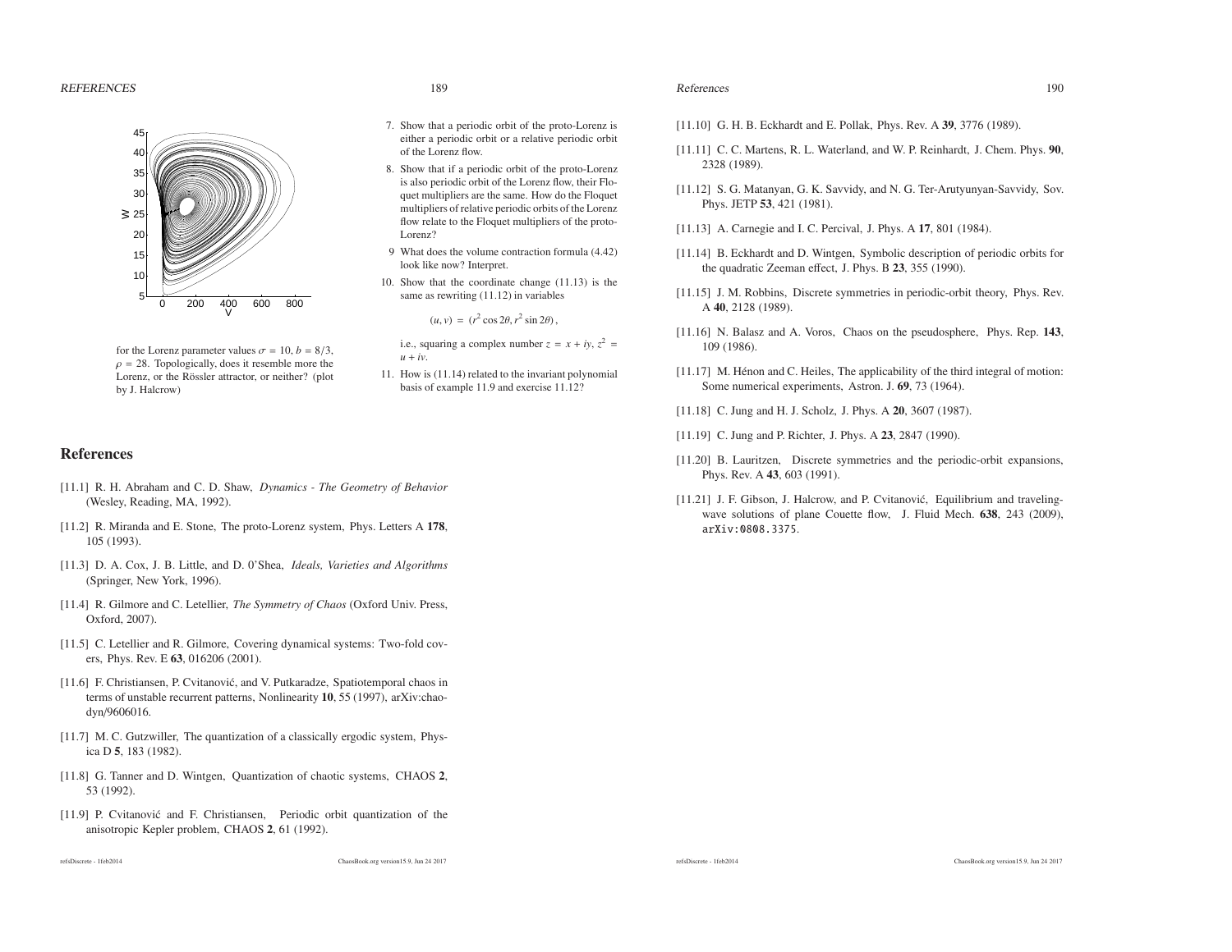45
40
35
30
W 25
20
15
10
5
0 200 400 600 800
V

for the Lorenz parameter values $\sigma = 10$, $b = 8/3$, $\rho = 28$. Topologically, does it resemble more the Lorenz, or the Rössler attractor, or neither? (plot by J. Halcrow)

7. Show that a periodic orbit of the proto-Lorenz is either a periodic orbit or a relative periodic orbit of the Lorenz flow.

8. Show that if a periodic orbit of the proto-Lorenz is also periodic orbit of the Lorenz flow, their Floquet multipliers are the same. How do the Floquet multipliers of relative periodic orbits of the Lorenz flow relate to the Floquet multipliers of the proto-Lorenz?

9 What does the volume contraction formula (4.42) look like now? Interpret.

10. Show that the coordinate change (11.13) is the same as rewriting (11.12) in variables

$$(u, v) = (r^2 \cos 2\theta, r^2 \sin 2\theta),$$

i.e., squaring a complex number $z = x + iy$, $z^2 = u + iv$.

11. How is (11.14) related to the invariant polynomial basis of example 11.9 and exercise 11.12?

## References

[11.1] R. H. Abraham and C. D. Shaw, *Dynamics - The Geometry of Behavior* (Wesley, Reading, MA, 1992).

[11.2] R. Miranda and E. Stone, The proto-Lorenz system, Phys. Letters A **178**, 105 (1993).

[11.3] D. A. Cox, J. B. Little, and D. 0'Shea, *Ideals, Varieties and Algorithms* (Springer, New York, 1996).

[11.4] R. Gilmore and C. Letellier, *The Symmetry of Chaos* (Oxford Univ. Press, Oxford, 2007).

[11.5] C. Letellier and R. Gilmore, Covering dynamical systems: Two-fold covers, Phys. Rev. E **63**, 016206 (2001).

[11.6] F. Christiansen, P. Cvitanović, and V. Putkaradze, Spatiotemporal chaos in terms of unstable recurrent patterns, Nonlinearity **10**, 55 (1997), arXiv:chao-dyn/9606016.

[11.7] M. C. Gutzwiller, The quantization of a classically ergodic system, Physica D **5**, 183 (1982).

[11.8] G. Tanner and D. Wintgen, Quantization of chaotic systems, CHAOS **2**, 53 (1992).

[11.9] P. Cvitanović and F. Christiansen, Periodic orbit quantization of the anisotropic Kepler problem, CHAOS **2**, 61 (1992).

[11.10] G. H. B. Eckhardt and E. Pollak, Phys. Rev. A **39**, 3776 (1989).

[11.11] C. C. Martens, R. L. Waterland, and W. P. Reinhardt, J. Chem. Phys. **90**, 2328 (1989).

[11.12] S. G. Matanyan, G. K. Savvidy, and N. G. Ter-Arutyunyan-Savvidy, Sov. Phys. JETP **53**, 421 (1981).

[11.13] A. Carnegie and I. C. Percival, J. Phys. A **17**, 801 (1984).

[11.14] B. Eckhardt and D. Wintgen, Symbolic description of periodic orbits for the quadratic Zeeman effect, J. Phys. B **23**, 355 (1990).

[11.15] J. M. Robbins, Discrete symmetries in periodic-orbit theory, Phys. Rev. A **40**, 2128 (1989).

[11.16] N. Balasz and A. Voros, Chaos on the pseudosphere, Phys. Rep. **143**, 109 (1986).

[11.17] M. Hénon and C. Heiles, The applicability of the third integral of motion: Some numerical experiments, Astron. J. **69**, 73 (1964).

[11.18] C. Jung and H. J. Scholz, J. Phys. A **20**, 3607 (1987).

[11.19] C. Jung and P. Richter, J. Phys. A **23**, 2847 (1990).

[11.20] B. Lauritzen, Discrete symmetries and the periodic-orbit expansions, Phys. Rev. A **43**, 603 (1991).

[11.21] J. F. Gibson, J. Halcrow, and P. Cvitanović, Equilibrium and traveling-wave solutions of plane Couette flow, J. Fluid Mech. **638**, 243 (2009), arXiv:0808.3375.